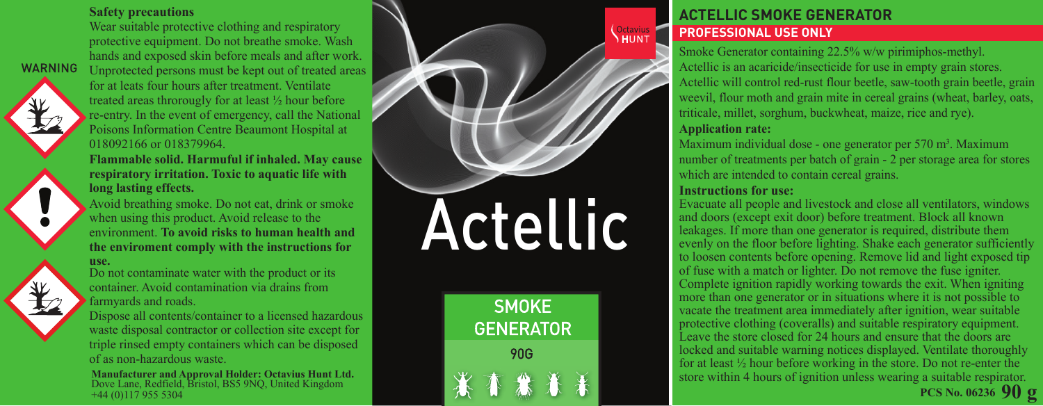## Safety precautions

**WARNING**

Wear suitable protective clothing and respiratory protective equipment. Do not breathe smoke. Wash hands and exposed skin before meals and after work. Unprotected persons must be kept out of treated areas for at leats four hours after treatment. Ventilate treated areas throrougly for at least ½ hour before re-entry. In the event of emergency, call the National Poisons Information Centre Beaumont Hospital at 018092166 or 018379964.

**Flammable solid. Harmuful if inhaled. May cause respiratory irritation. Toxic to aquatic life with long lasting effects.**

Avoid breathing smoke. Do not eat, drink or smoke when using this product. Avoid release to the environment. **To avoid risks to human health and the enviroment comply with the instructions for use.**

Do not contaminate water with the product or its container. Avoid contamination via drains from farmyards and roads.

Dispose all contents/container to a licensed hazardous waste disposal contractor or collection site except for triple rinsed empty containers which can be disposed of as non-hazardous waste.

**Manufacturer and Approval Holder: Octavius Hunt Ltd.**
Dove Lane, Redfield, Bristol, BS5 9NQ, United Kingdom
+44 (0)117 955 5304

Octavius HUNT

# Actellic

SMOKE GENERATOR

90G

## ACTELLIC SMOKE GENERATOR

**PROFESSIONAL USE ONLY**

Smoke Generator containing 22.5% w/w pirimiphos-methyl.
Actellic is an acaricide/insecticide for use in empty grain stores. Actellic will control red-rust flour beetle, saw-tooth grain beetle, grain weevil, flour moth and grain mite in cereal grains (wheat, barley, oats, triticale, millet, sorghum, buckwheat, maize, rice and rye).

**Application rate:**

Maximum individual dose - one generator per 570 $m^3$. Maximum number of treatments per batch of grain - 2 per storage area for stores which are intended to contain cereal grains.

**Instructions for use:**

Evacuate all people and livestock and close all ventilators, windows and doors (except exit door) before treatment. Block all known leakages. If more than one generator is required, distribute them evenly on the floor before lighting. Shake each generator sufficiently to loosen contents before opening. Remove lid and light exposed tip of fuse with a match or lighter. Do not remove the fuse igniter. Complete ignition rapidly working towards the exit. When igniting more than one generator or in situations where it is not possible to vacate the treatment area immediately after ignition, wear suitable protective clothing (coveralls) and suitable respiratory equipment. Leave the store closed for 24 hours and ensure that the doors are locked and suitable warning notices displayed. Ventilate thoroughly for at least ½ hour before working in the store. Do not re-enter the store within 4 hours of ignition unless wearing a suitable respirator.

**PCS No. 06236 90 g**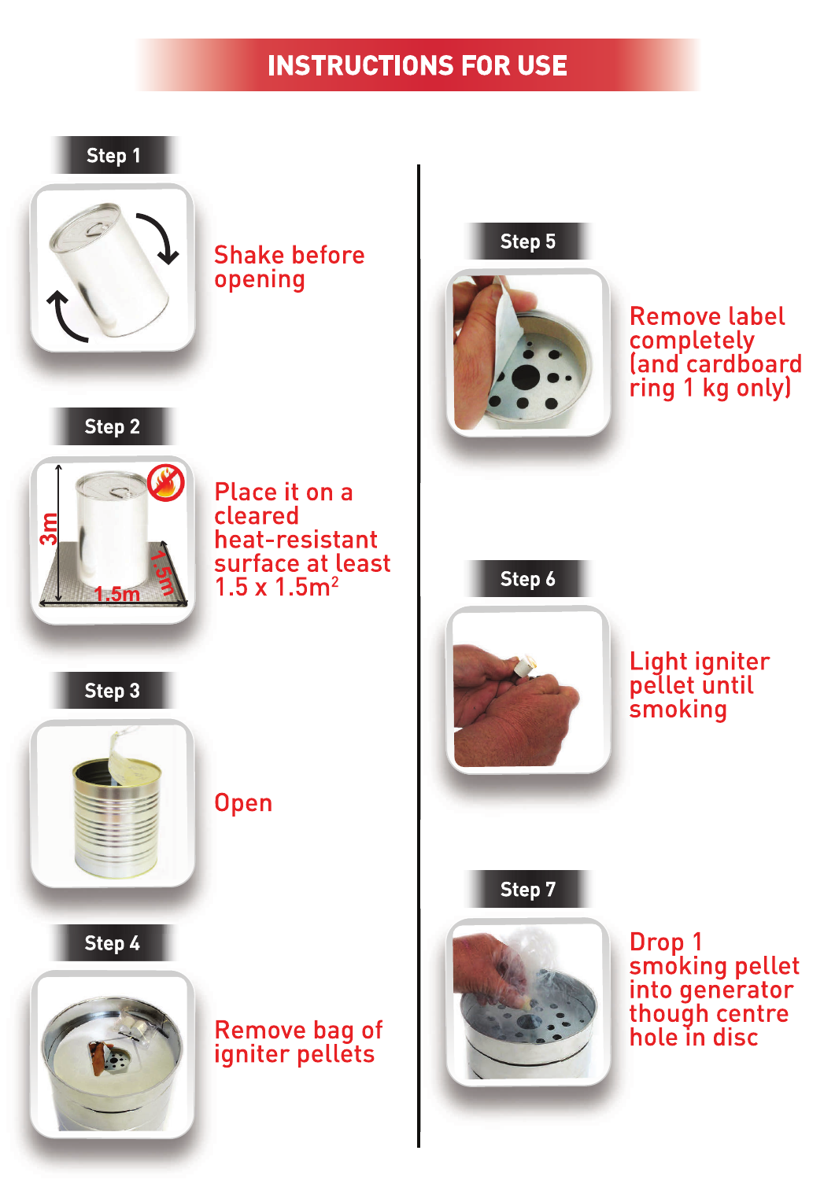# INSTRUCTIONS FOR USE

**Step 1**

Shake before opening

**Step 2**

3m

1.5m

1.5m

Place it on a cleared heat-resistant surface at least 1.5 x $1.5m^2$

**Step 3**

Open

**Step 4**

Remove bag of igniter pellets

**Step 5**

Remove label completely (and cardboard ring 1 kg only)

**Step 6**

Light igniter pellet until smoking

**Step 7**

Drop 1 smoking pellet into generator though centre hole in disc